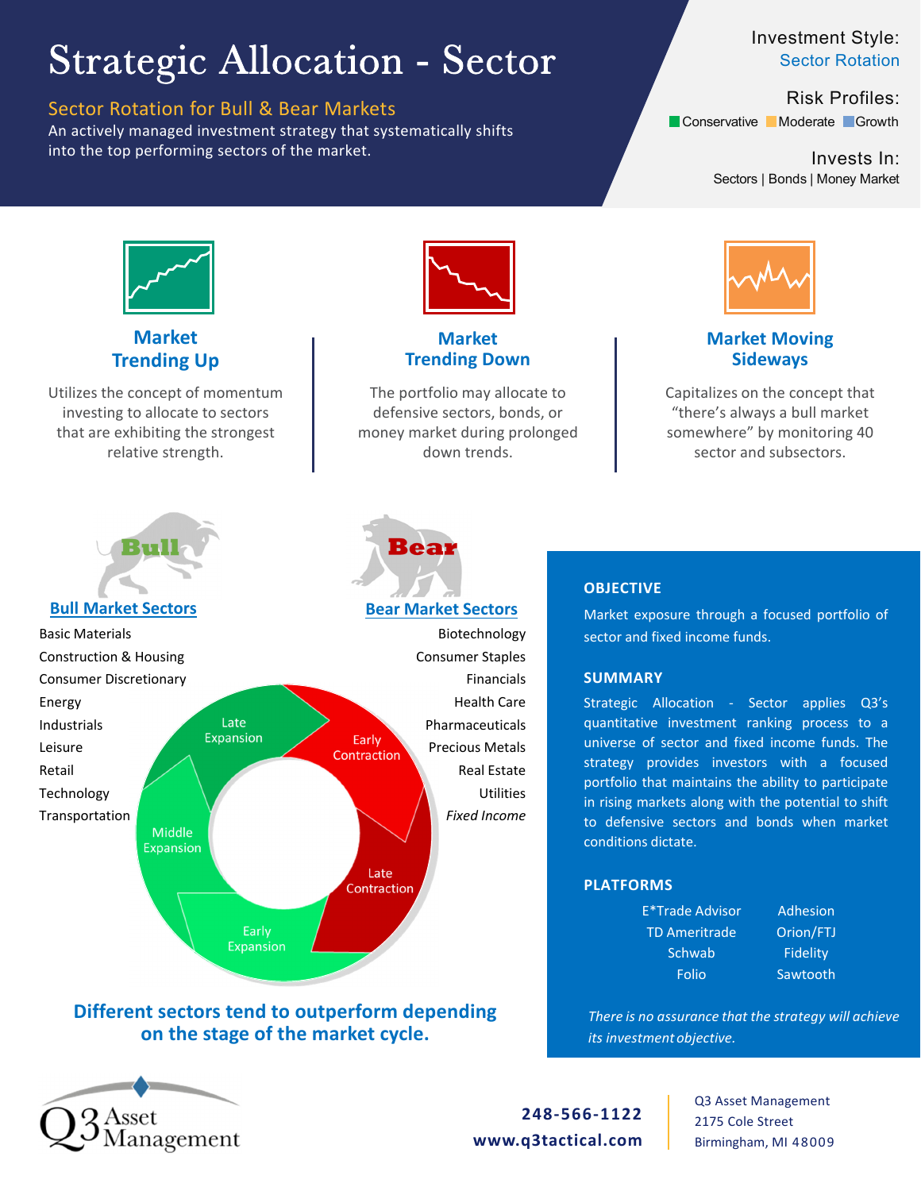# Strategic Allocation - Sector

## Sector Rotation for Bull & Bear Markets

An actively managed investment strategy that systematically shifts into the top performing sectors of the market.

**Investment Style:** Sector Rotation

**Risk Profiles:** Conservative | Moderate | Growth

**Invests In:** Sectors | Bonds | Money Market

### Market Trending Up

Utilizes the concept of momentum investing to allocate to sectors that are exhibiting the strongest relative strength.

### Market Trending Down

The portfolio may allocate to defensive sectors, bonds, or money market during prolonged down trends.

### Market Moving Sideways

Capitalizes on the concept that "there's always a bull market somewhere" by monitoring 40 sector and subsectors.

### Bull Market Sectors

- Basic Materials
- Construction & Housing
- Consumer Discretionary
- Energy
- Industrials
- Leisure
- Retail
- Technology
- Transportation

### Bear Market Sectors

- Biotechnology
- Consumer Staples
- Financials
- Health Care
- Pharmaceuticals
- Precious Metals
- Real Estate
- Utilities
- *Fixed Income*

Late Expansion | Early Contraction | Late Contraction | Early Expansion | Middle Expansion

**Different sectors tend to outperform depending on the stage of the market cycle.**

### OBJECTIVE

Market exposure through a focused portfolio of sector and fixed income funds.

### SUMMARY

Strategic Allocation - Sector applies Q3's quantitative investment ranking process to a universe of sector and fixed income funds. The strategy provides investors with a focused portfolio that maintains the ability to participate in rising markets along with the potential to shift to defensive sectors and bonds when market conditions dictate.

### PLATFORMS

| | |
|---|---|
| E*Trade Advisor | Adhesion |
| TD Ameritrade | Orion/FTJ |
| Schwab | Fidelity |
| Folio | Sawtooth |

*There is no assurance that the strategy will achieve its investment objective.*

Q3 Asset Management

**248-566-1122**
**www.q3tactical.com**

Q3 Asset Management
2175 Cole Street
Birmingham, MI 48009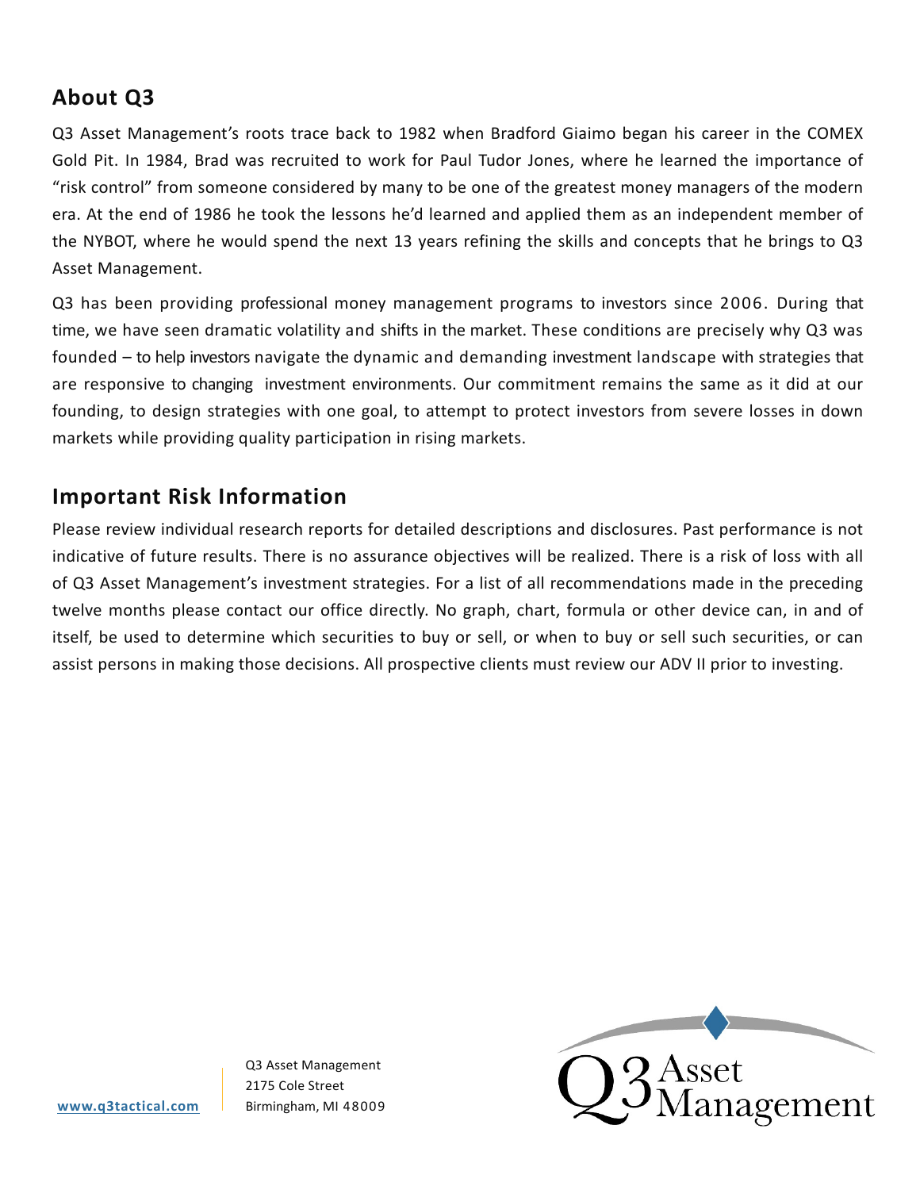## About Q3

Q3 Asset Management's roots trace back to 1982 when Bradford Giaimo began his career in the COMEX Gold Pit. In 1984, Brad was recruited to work for Paul Tudor Jones, where he learned the importance of "risk control" from someone considered by many to be one of the greatest money managers of the modern era. At the end of 1986 he took the lessons he'd learned and applied them as an independent member of the NYBOT, where he would spend the next 13 years refining the skills and concepts that he brings to Q3 Asset Management.

Q3 has been providing professional money management programs to investors since 2006. During that time, we have seen dramatic volatility and shifts in the market. These conditions are precisely why Q3 was founded – to help investors navigate the dynamic and demanding investment landscape with strategies that are responsive to changing investment environments. Our commitment remains the same as it did at our founding, to design strategies with one goal, to attempt to protect investors from severe losses in down markets while providing quality participation in rising markets.

## Important Risk Information

Please review individual research reports for detailed descriptions and disclosures. Past performance is not indicative of future results. There is no assurance objectives will be realized. There is a risk of loss with all of Q3 Asset Management's investment strategies. For a list of all recommendations made in the preceding twelve months please contact our office directly. No graph, chart, formula or other device can, in and of itself, be used to determine which securities to buy or sell, or when to buy or sell such securities, or can assist persons in making those decisions. All prospective clients must review our ADV II prior to investing.

www.q3tactical.com

Q3 Asset Management
2175 Cole Street
Birmingham, MI 48009

Q3 Asset Management